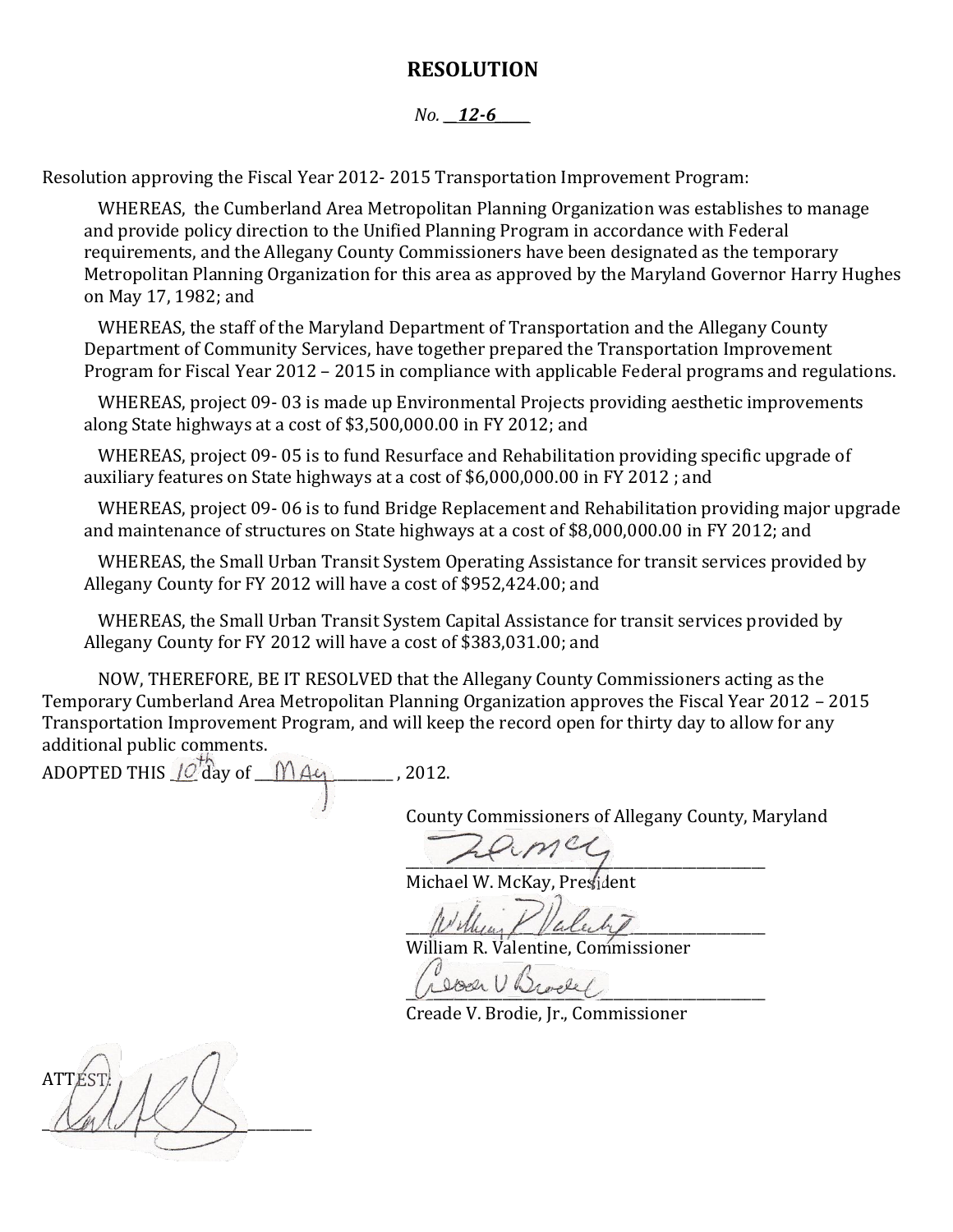# RESOLUTION

*No. __**12-6**_____*

Resolution approving the Fiscal Year 2012- 2015 Transportation Improvement Program:

WHEREAS, the Cumberland Area Metropolitan Planning Organization was establishes to manage and provide policy direction to the Unified Planning Program in accordance with Federal requirements, and the Allegany County Commissioners have been designated as the temporary Metropolitan Planning Organization for this area as approved by the Maryland Governor Harry Hughes on May 17, 1982; and

WHEREAS, the staff of the Maryland Department of Transportation and the Allegany County Department of Community Services, have together prepared the Transportation Improvement Program for Fiscal Year 2012 – 2015 in compliance with applicable Federal programs and regulations.

WHEREAS, project 09- 03 is made up Environmental Projects providing aesthetic improvements along State highways at a cost of $3,500,000.00 in FY 2012; and

WHEREAS, project 09- 05 is to fund Resurface and Rehabilitation providing specific upgrade of auxiliary features on State highways at a cost of $6,000,000.00 in FY 2012 ; and

WHEREAS, project 09- 06 is to fund Bridge Replacement and Rehabilitation providing major upgrade and maintenance of structures on State highways at a cost of $8,000,000.00 in FY 2012; and

WHEREAS, the Small Urban Transit System Operating Assistance for transit services provided by Allegany County for FY 2012 will have a cost of $952,424.00; and

WHEREAS, the Small Urban Transit System Capital Assistance for transit services provided by Allegany County for FY 2012 will have a cost of $383,031.00; and

NOW, THEREFORE, BE IT RESOLVED that the Allegany County Commissioners acting as the Temporary Cumberland Area Metropolitan Planning Organization approves the Fiscal Year 2012 – 2015 Transportation Improvement Program, and will keep the record open for thirty day to allow for any additional public comments.

ADOPTED THIS _10th_ day of ___MAY___ , 2012.

County Commissioners of Allegany County, Maryland

______________________________
Michael W. McKay, President

______________________________
William R. Valentine, Commissioner

______________________________
Creade V. Brodie, Jr., Commissioner

ATTEST:

______________________________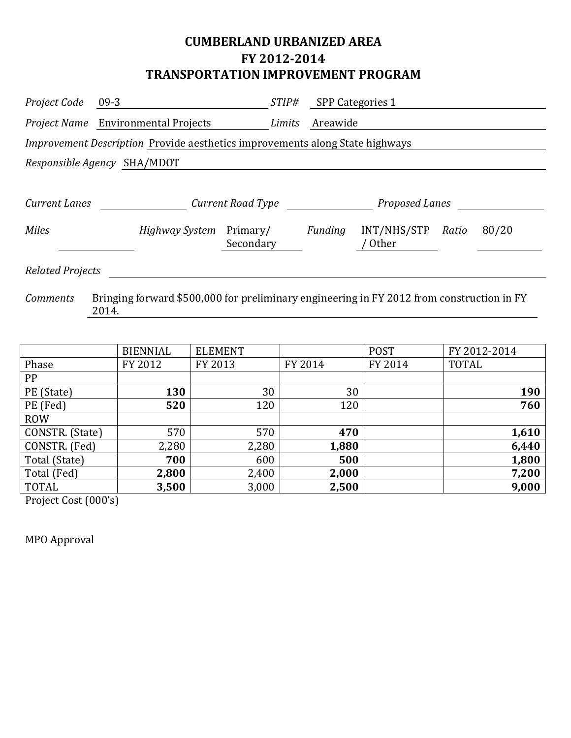# CUMBERLAND URBANIZED AREA
# FY 2012-2014
# TRANSPORTATION IMPROVEMENT PROGRAM

*Project Code* 09-3 *STIP#* SPP Categories 1

*Project Name* Environmental Projects *Limits* Areawide

*Improvement Description* Provide aesthetics improvements along State highways

*Responsible Agency* SHA/MDOT

*Current Lanes* *Current Road Type* *Proposed Lanes*

*Miles* *Highway System* Primary/ Secondary *Funding* INT/NHS/STP / Other *Ratio* 80/20

*Related Projects*

*Comments* Bringing forward $500,000 for preliminary engineering in FY 2012 from construction in FY 2014.

| | BIENNIAL | ELEMENT | | POST | FY 2012-2014 |
|---|---|---|---|---|---|
| Phase | FY 2012 | FY 2013 | FY 2014 | FY 2014 | TOTAL |
| PP | | | | | |
| PE (State) | **130** | 30 | 30 | | **190** |
| PE (Fed) | **520** | 120 | 120 | | **760** |
| ROW | | | | | |
| CONSTR. (State) | 570 | 570 | **470** | | **1,610** |
| CONSTR. (Fed) | 2,280 | 2,280 | **1,880** | | **6,440** |
| Total (State) | **700** | 600 | **500** | | **1,800** |
| Total (Fed) | **2,800** | 2,400 | **2,000** | | **7,200** |
| TOTAL | **3,500** | 3,000 | **2,500** | | **9,000** |

Project Cost (000's)

MPO Approval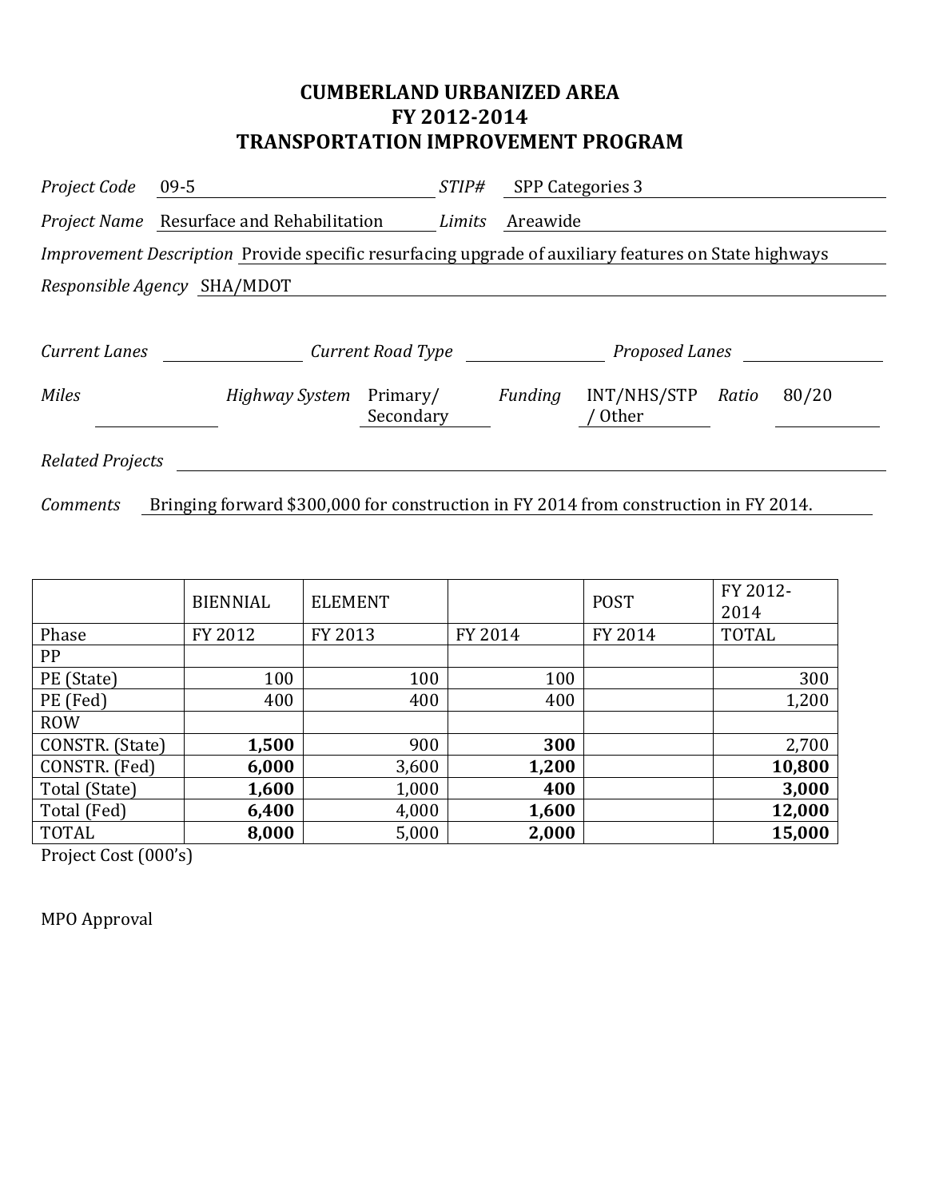# CUMBERLAND URBANIZED AREA
# FY 2012-2014
# TRANSPORTATION IMPROVEMENT PROGRAM

*Project Code* 09-5 *STIP#* SPP Categories 3

*Project Name* Resurface and Rehabilitation *Limits* Areawide

*Improvement Description* Provide specific resurfacing upgrade of auxiliary features on State highways

*Responsible Agency* SHA/MDOT

*Current Lanes* *Current Road Type* *Proposed Lanes*

*Miles* *Highway System* Primary/ Secondary *Funding* INT/NHS/STP / Other *Ratio* 80/20

*Related Projects*

*Comments* Bringing forward $300,000 for construction in FY 2014 from construction in FY 2014.

| | BIENNIAL | ELEMENT | | POST | FY 2012-2014 |
|---|---|---|---|---|---|
| Phase | FY 2012 | FY 2013 | FY 2014 | FY 2014 | TOTAL |
| PP | | | | | |
| PE (State) | 100 | 100 | 100 | | 300 |
| PE (Fed) | 400 | 400 | 400 | | 1,200 |
| ROW | | | | | |
| CONSTR. (State) | **1,500** | 900 | **300** | | 2,700 |
| CONSTR. (Fed) | **6,000** | 3,600 | **1,200** | | **10,800** |
| Total (State) | **1,600** | 1,000 | **400** | | **3,000** |
| Total (Fed) | **6,400** | 4,000 | **1,600** | | **12,000** |
| TOTAL | **8,000** | 5,000 | **2,000** | | **15,000** |

Project Cost (000's)

MPO Approval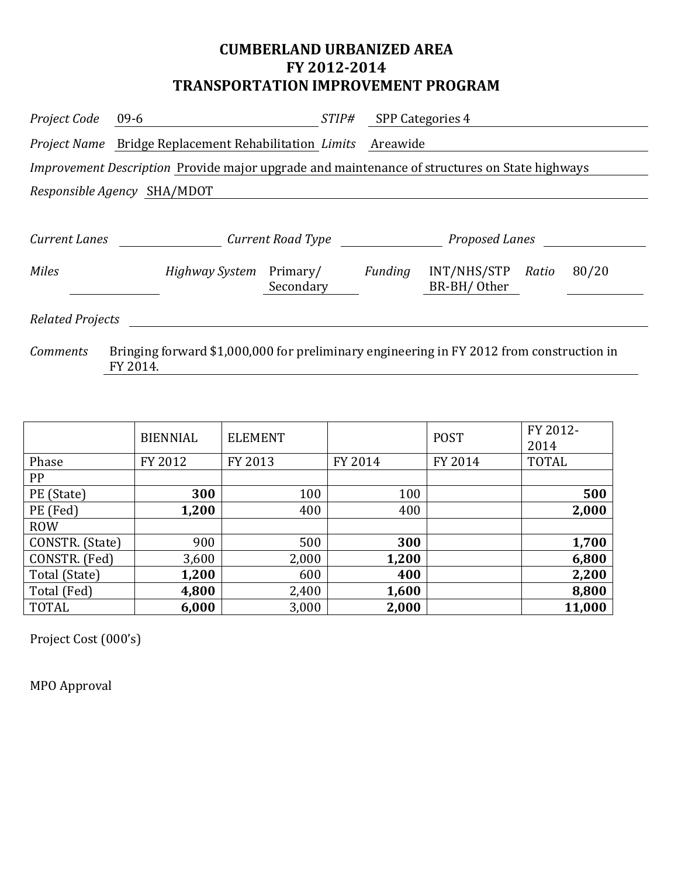# CUMBERLAND URBANIZED AREA
# FY 2012-2014
# TRANSPORTATION IMPROVEMENT PROGRAM

*Project Code* 09-6 *STIP#* SPP Categories 4

*Project Name* Bridge Replacement Rehabilitation *Limits* Areawide

*Improvement Description* Provide major upgrade and maintenance of structures on State highways

*Responsible Agency* SHA/MDOT

*Current Lanes* *Current Road Type* *Proposed Lanes*

*Miles* *Highway System* Primary/ Secondary *Funding* INT/NHS/STP BR-BH/ Other *Ratio* 80/20

*Related Projects*

*Comments* Bringing forward $1,000,000 for preliminary engineering in FY 2012 from construction in FY 2014.

| | BIENNIAL | ELEMENT | | POST | FY 2012-2014 |
|---|---|---|---|---|---|
| Phase | FY 2012 | FY 2013 | FY 2014 | FY 2014 | TOTAL |
| PP | | | | | |
| PE (State) | **300** | 100 | 100 | | **500** |
| PE (Fed) | **1,200** | 400 | 400 | | **2,000** |
| ROW | | | | | |
| CONSTR. (State) | 900 | 500 | **300** | | **1,700** |
| CONSTR. (Fed) | 3,600 | 2,000 | **1,200** | | **6,800** |
| Total (State) | **1,200** | 600 | **400** | | **2,200** |
| Total (Fed) | **4,800** | 2,400 | **1,600** | | **8,800** |
| TOTAL | **6,000** | 3,000 | **2,000** | | **11,000** |

Project Cost (000's)

MPO Approval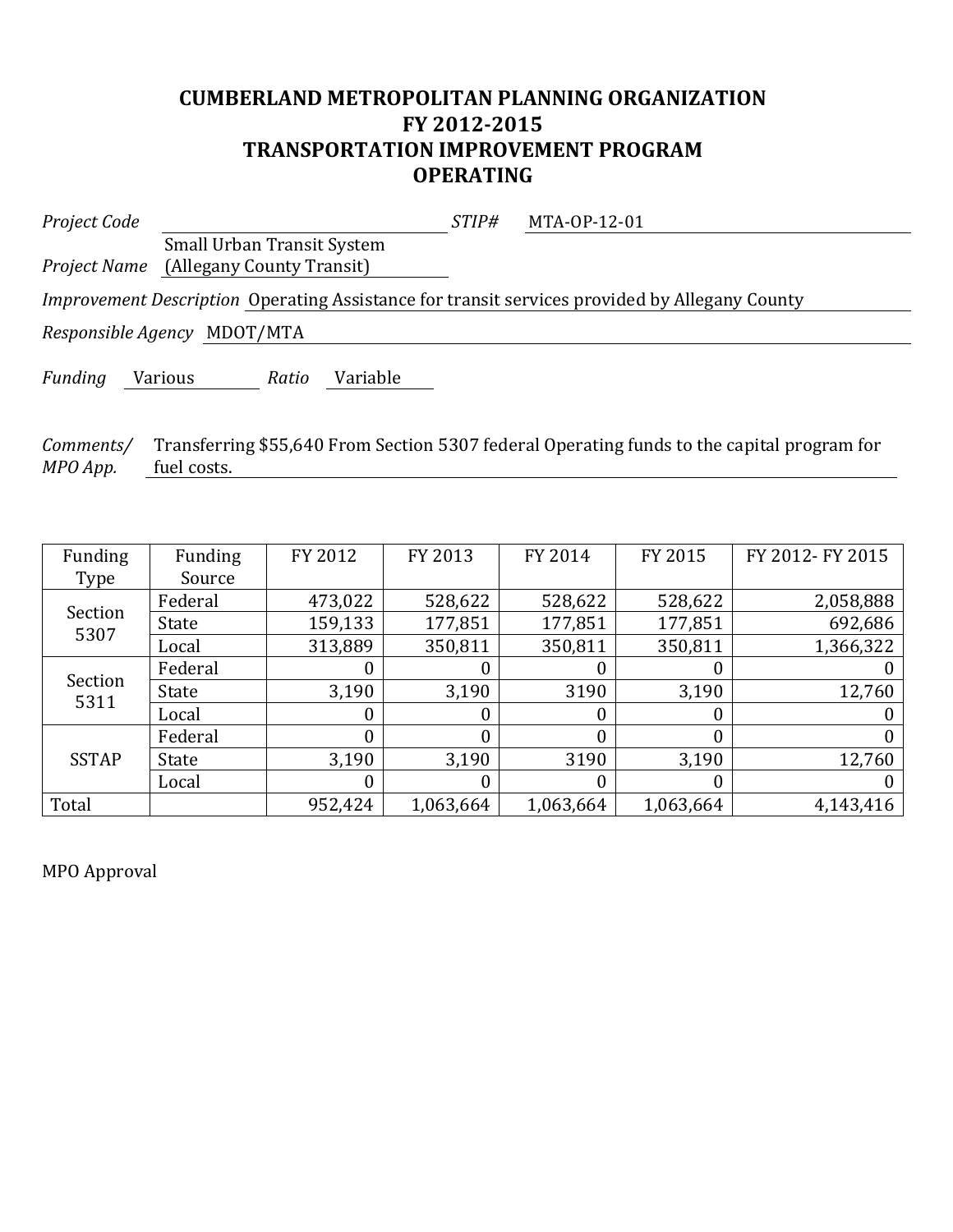# CUMBERLAND METROPOLITAN PLANNING ORGANIZATION
# FY 2012-2015
# TRANSPORTATION IMPROVEMENT PROGRAM
# OPERATING

*Project Code* ______ *STIP#* MTA-OP-12-01

*Project Name* Small Urban Transit System (Allegany County Transit)

*Improvement Description* Operating Assistance for transit services provided by Allegany County

*Responsible Agency* MDOT/MTA

*Funding* Various *Ratio* Variable

*Comments/ MPO App.* Transferring $55,640 From Section 5307 federal Operating funds to the capital program for fuel costs.

| Funding Type | Funding Source | FY 2012 | FY 2013 | FY 2014 | FY 2015 | FY 2012- FY 2015 |
|---|---|---|---|---|---|---|
| Section 5307 | Federal | 473,022 | 528,622 | 528,622 | 528,622 | 2,058,888 |
| | State | 159,133 | 177,851 | 177,851 | 177,851 | 692,686 |
| | Local | 313,889 | 350,811 | 350,811 | 350,811 | 1,366,322 |
| Section 5311 | Federal | 0 | 0 | 0 | 0 | 0 |
| | State | 3,190 | 3,190 | 3190 | 3,190 | 12,760 |
| | Local | 0 | 0 | 0 | 0 | 0 |
| SSTAP | Federal | 0 | 0 | 0 | 0 | 0 |
| | State | 3,190 | 3,190 | 3190 | 3,190 | 12,760 |
| | Local | 0 | 0 | 0 | 0 | 0 |
| Total | | 952,424 | 1,063,664 | 1,063,664 | 1,063,664 | 4,143,416 |

MPO Approval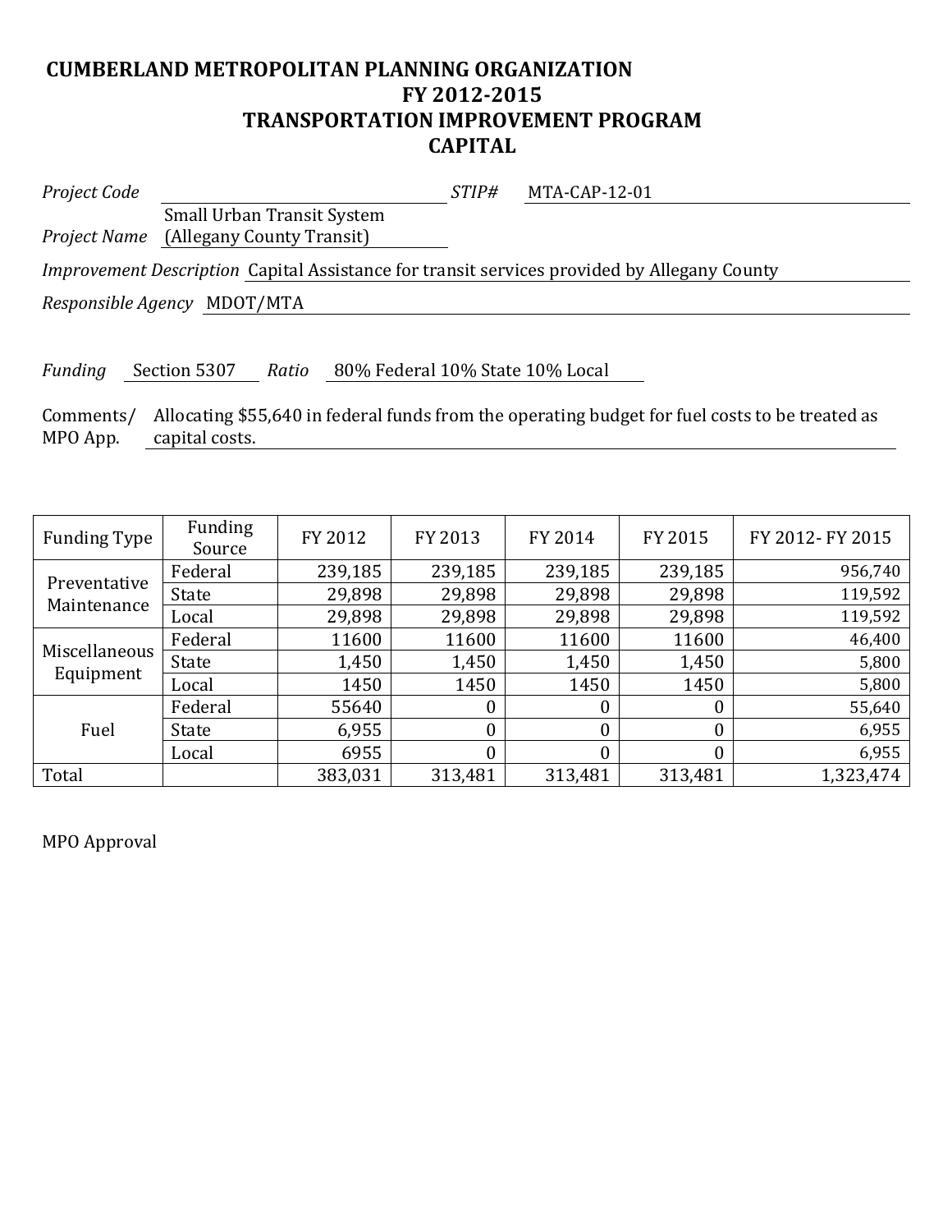# CUMBERLAND METROPOLITAN PLANNING ORGANIZATION
# FY 2012-2015
# TRANSPORTATION IMPROVEMENT PROGRAM
# CAPITAL

*Project Code* STIP# MTA-CAP-12-01

*Project Name* Small Urban Transit System (Allegany County Transit)

*Improvement Description* Capital Assistance for transit services provided by Allegany County

*Responsible Agency* MDOT/MTA

*Funding* Section 5307 *Ratio* 80% Federal 10% State 10% Local

Comments/ MPO App. Allocating $55,640 in federal funds from the operating budget for fuel costs to be treated as capital costs.

| Funding Type | Funding Source | FY 2012 | FY 2013 | FY 2014 | FY 2015 | FY 2012- FY 2015 |
|---|---|---|---|---|---|---|
| Preventative Maintenance | Federal | 239,185 | 239,185 | 239,185 | 239,185 | 956,740 |
| | State | 29,898 | 29,898 | 29,898 | 29,898 | 119,592 |
| | Local | 29,898 | 29,898 | 29,898 | 29,898 | 119,592 |
| Miscellaneous Equipment | Federal | 11600 | 11600 | 11600 | 11600 | 46,400 |
| | State | 1,450 | 1,450 | 1,450 | 1,450 | 5,800 |
| | Local | 1450 | 1450 | 1450 | 1450 | 5,800 |
| Fuel | Federal | 55640 | 0 | 0 | 0 | 55,640 |
| | State | 6,955 | 0 | 0 | 0 | 6,955 |
| | Local | 6955 | 0 | 0 | 0 | 6,955 |
| Total | | 383,031 | 313,481 | 313,481 | 313,481 | 1,323,474 |

MPO Approval